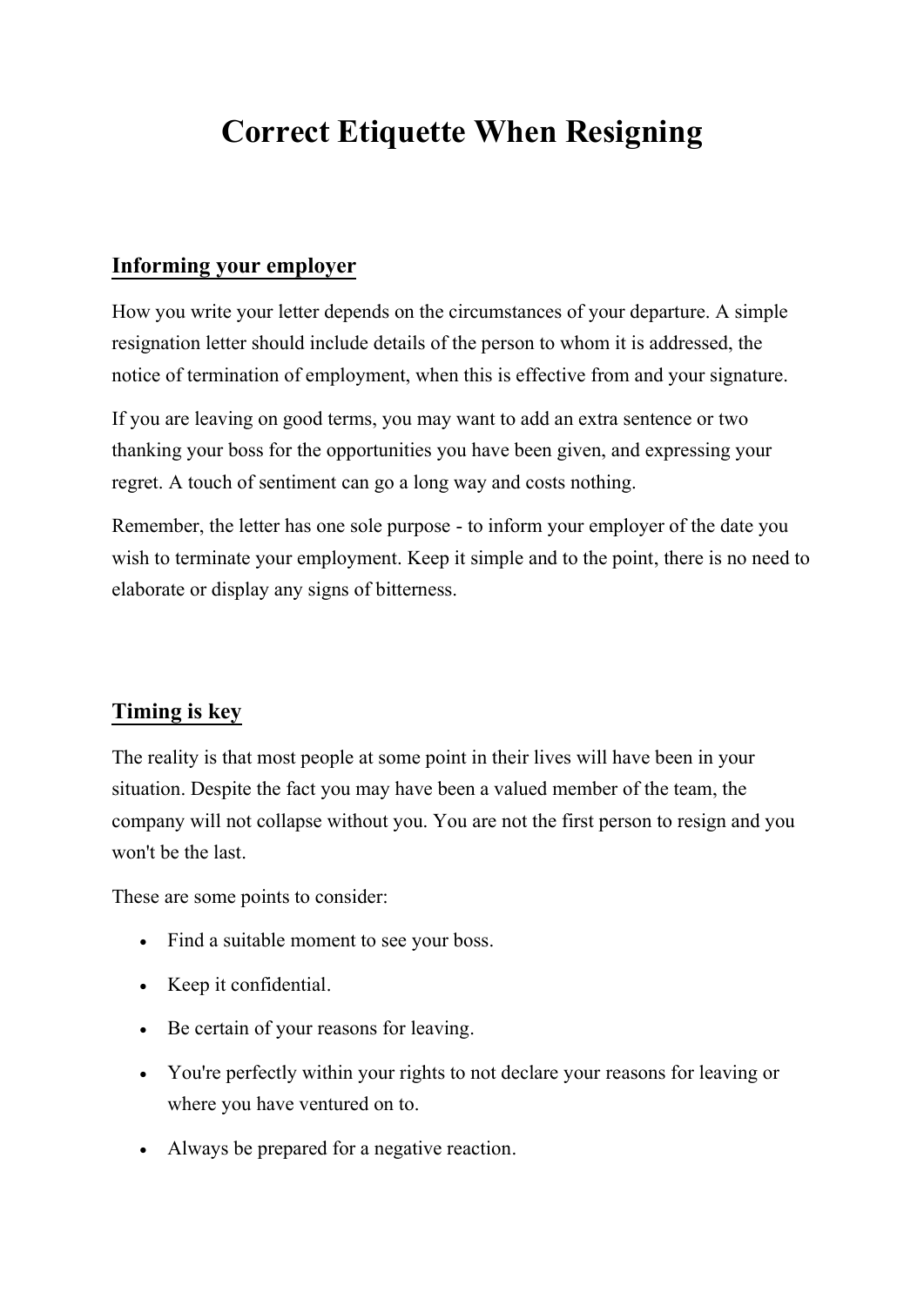# Correct Etiquette When Resigning

## Informing your employer

How you write your letter depends on the circumstances of your departure. A simple resignation letter should include details of the person to whom it is addressed, the notice of termination of employment, when this is effective from and your signature.

If you are leaving on good terms, you may want to add an extra sentence or two thanking your boss for the opportunities you have been given, and expressing your regret. A touch of sentiment can go a long way and costs nothing.

Remember, the letter has one sole purpose - to inform your employer of the date you wish to terminate your employment. Keep it simple and to the point, there is no need to elaborate or display any signs of bitterness.

## Timing is key

The reality is that most people at some point in their lives will have been in your situation. Despite the fact you may have been a valued member of the team, the company will not collapse without you. You are not the first person to resign and you won't be the last.

These are some points to consider:

- Find a suitable moment to see your boss.
- Keep it confidential.
- Be certain of your reasons for leaving.
- You're perfectly within your rights to not declare your reasons for leaving or where you have ventured on to.
- Always be prepared for a negative reaction.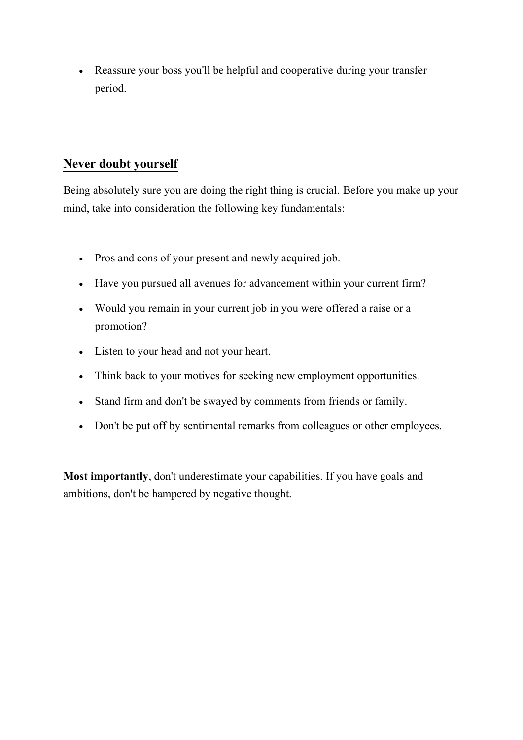- Reassure your boss you'll be helpful and cooperative during your transfer period.

## Never doubt yourself

Being absolutely sure you are doing the right thing is crucial. Before you make up your mind, take into consideration the following key fundamentals:

- Pros and cons of your present and newly acquired job.
- Have you pursued all avenues for advancement within your current firm?
- Would you remain in your current job in you were offered a raise or a promotion?
- Listen to your head and not your heart.
- Think back to your motives for seeking new employment opportunities.
- Stand firm and don't be swayed by comments from friends or family.
- Don't be put off by sentimental remarks from colleagues or other employees.

**Most importantly**, don't underestimate your capabilities. If you have goals and ambitions, don't be hampered by negative thought.